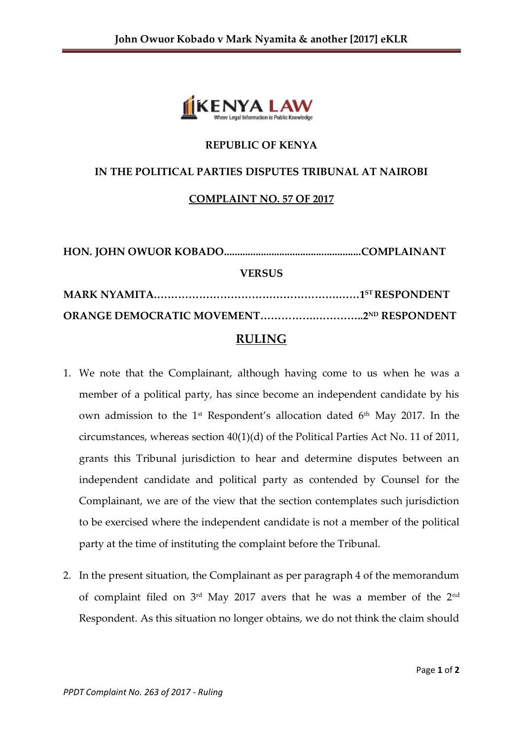REPUBLIC OF KENYA

IN THE POLITICAL PARTIES DISPUTES TRIBUNAL AT NAIROBI

COMPLAINT NO. 57 OF 2017

**HON. JOHN OWUOR KOBADO....................................................COMPLAINANT**

**VERSUS**

**MARK NYAMITA……………………………………………………1ST RESPONDENT**

**ORANGE DEMOCRATIC MOVEMENT………………………..2ND RESPONDENT**

# RULING

1. We note that the Complainant, although having come to us when he was a member of a political party, has since become an independent candidate by his own admission to the 1st Respondent's allocation dated 6th May 2017. In the circumstances, whereas section 40(1)(d) of the Political Parties Act No. 11 of 2011, grants this Tribunal jurisdiction to hear and determine disputes between an independent candidate and political party as contended by Counsel for the Complainant, we are of the view that the section contemplates such jurisdiction to be exercised where the independent candidate is not a member of the political party at the time of instituting the complaint before the Tribunal.

2. In the present situation, the Complainant as per paragraph 4 of the memorandum of complaint filed on 3rd May 2017 avers that he was a member of the 2nd Respondent. As this situation no longer obtains, we do not think the claim should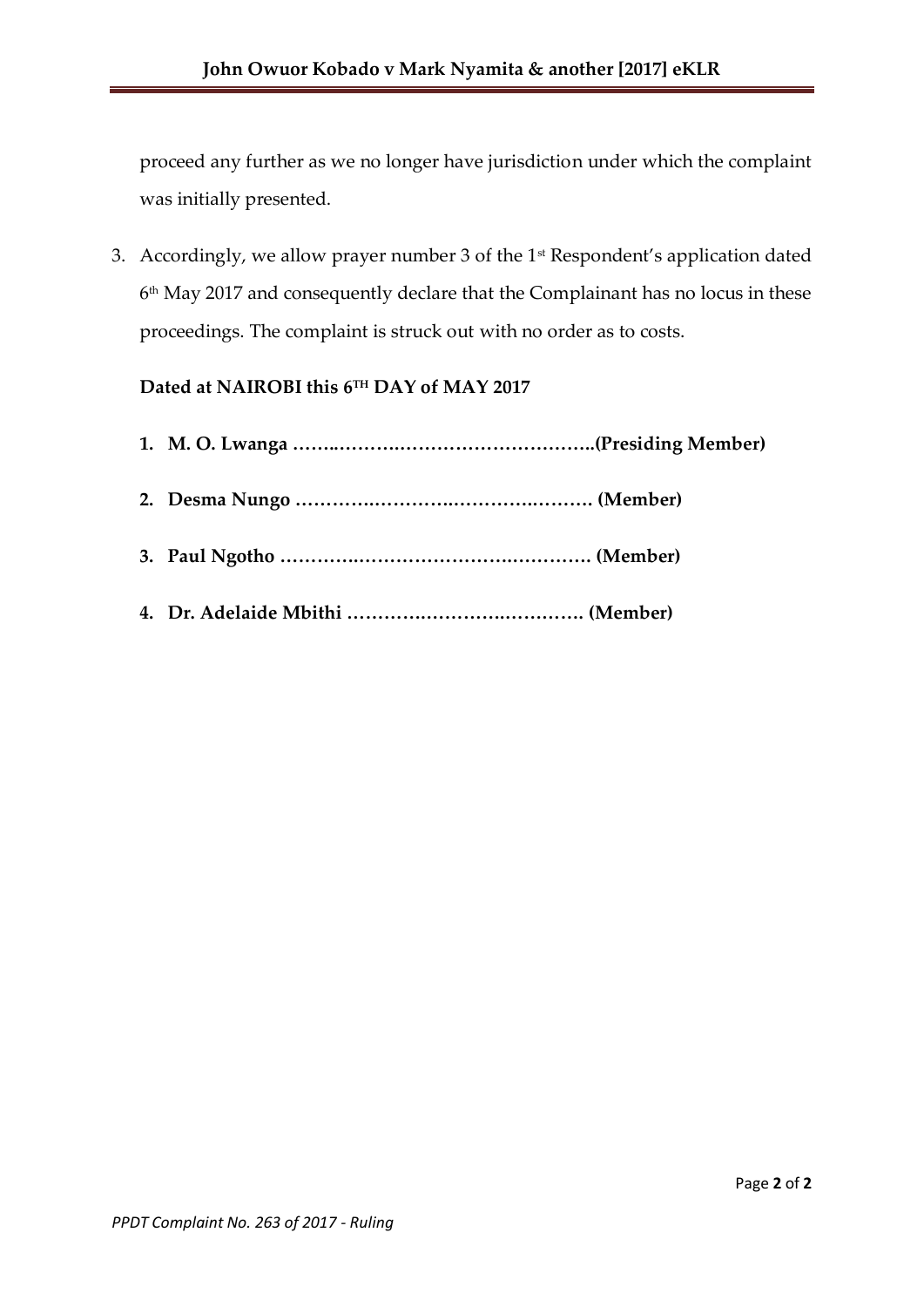proceed any further as we no longer have jurisdiction under which the complaint was initially presented.

3. Accordingly, we allow prayer number 3 of the 1st Respondent's application dated 6th May 2017 and consequently declare that the Complainant has no locus in these proceedings. The complaint is struck out with no order as to costs.

**Dated at NAIROBI this 6TH DAY of MAY 2017**

1. **M. O. Lwanga ……..……….…………………………..(Presiding Member)**
2. **Desma Nungo ………….………….……….………. (Member)**
3. **Paul Ngotho …………….………………….…………. (Member)**
4. **Dr. Adelaide Mbithi …………….………….…………. (Member)**